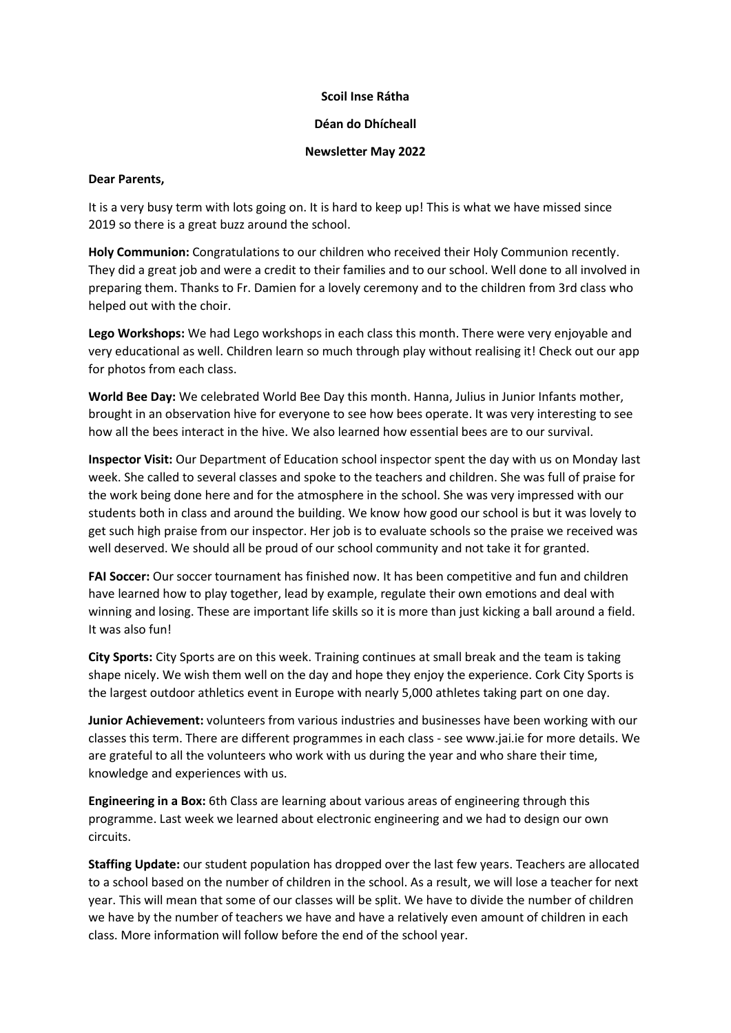**Scoil Inse Rátha**

**Déan do Dhícheall**

**Newsletter May 2022**

**Dear Parents,**

It is a very busy term with lots going on. It is hard to keep up! This is what we have missed since 2019 so there is a great buzz around the school.

**Holy Communion:** Congratulations to our children who received their Holy Communion recently. They did a great job and were a credit to their families and to our school. Well done to all involved in preparing them. Thanks to Fr. Damien for a lovely ceremony and to the children from 3rd class who helped out with the choir.

**Lego Workshops:** We had Lego workshops in each class this month. There were very enjoyable and very educational as well. Children learn so much through play without realising it! Check out our app for photos from each class.

**World Bee Day:** We celebrated World Bee Day this month. Hanna, Julius in Junior Infants mother, brought in an observation hive for everyone to see how bees operate. It was very interesting to see how all the bees interact in the hive. We also learned how essential bees are to our survival.

**Inspector Visit:** Our Department of Education school inspector spent the day with us on Monday last week. She called to several classes and spoke to the teachers and children. She was full of praise for the work being done here and for the atmosphere in the school. She was very impressed with our students both in class and around the building. We know how good our school is but it was lovely to get such high praise from our inspector. Her job is to evaluate schools so the praise we received was well deserved. We should all be proud of our school community and not take it for granted.

**FAI Soccer:** Our soccer tournament has finished now. It has been competitive and fun and children have learned how to play together, lead by example, regulate their own emotions and deal with winning and losing. These are important life skills so it is more than just kicking a ball around a field. It was also fun!

**City Sports:** City Sports are on this week. Training continues at small break and the team is taking shape nicely. We wish them well on the day and hope they enjoy the experience. Cork City Sports is the largest outdoor athletics event in Europe with nearly 5,000 athletes taking part on one day.

**Junior Achievement:** volunteers from various industries and businesses have been working with our classes this term. There are different programmes in each class - see www.jai.ie for more details. We are grateful to all the volunteers who work with us during the year and who share their time, knowledge and experiences with us.

**Engineering in a Box:** 6th Class are learning about various areas of engineering through this programme. Last week we learned about electronic engineering and we had to design our own circuits.

**Staffing Update:** our student population has dropped over the last few years. Teachers are allocated to a school based on the number of children in the school. As a result, we will lose a teacher for next year. This will mean that some of our classes will be split. We have to divide the number of children we have by the number of teachers we have and have a relatively even amount of children in each class. More information will follow before the end of the school year.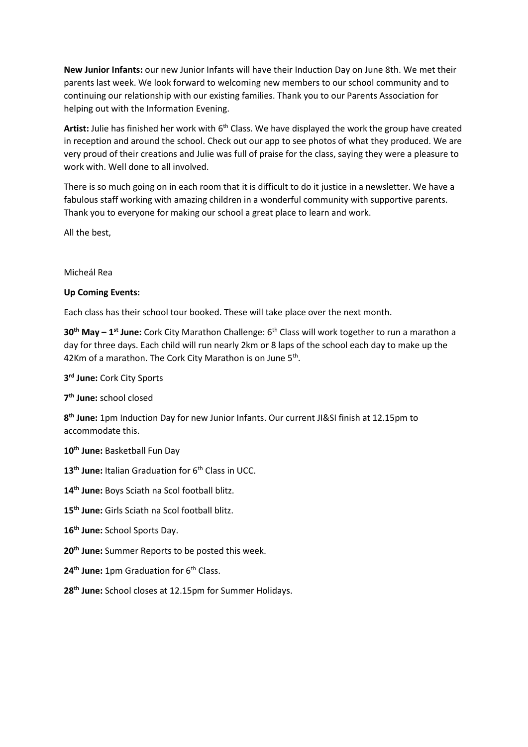**New Junior Infants:** our new Junior Infants will have their Induction Day on June 8th. We met their parents last week. We look forward to welcoming new members to our school community and to continuing our relationship with our existing families. Thank you to our Parents Association for helping out with the Information Evening.

**Artist:** Julie has finished her work with 6th Class. We have displayed the work the group have created in reception and around the school. Check out our app to see photos of what they produced. We are very proud of their creations and Julie was full of praise for the class, saying they were a pleasure to work with. Well done to all involved.

There is so much going on in each room that it is difficult to do it justice in a newsletter. We have a fabulous staff working with amazing children in a wonderful community with supportive parents. Thank you to everyone for making our school a great place to learn and work.

All the best,

Micheál Rea

**Up Coming Events:**

Each class has their school tour booked. These will take place over the next month.

**30th May – 1st June:** Cork City Marathon Challenge: 6th Class will work together to run a marathon a day for three days. Each child will run nearly 2km or 8 laps of the school each day to make up the 42Km of a marathon. The Cork City Marathon is on June 5th.

**3rd June:** Cork City Sports

**7th June:** school closed

**8th June:** 1pm Induction Day for new Junior Infants. Our current JI&SI finish at 12.15pm to accommodate this.

**10th June:** Basketball Fun Day

**13th June:** Italian Graduation for 6th Class in UCC.

**14th June:** Boys Sciath na Scol football blitz.

**15th June:** Girls Sciath na Scol football blitz.

**16th June:** School Sports Day.

**20th June:** Summer Reports to be posted this week.

**24th June:** 1pm Graduation for 6th Class.

**28th June:** School closes at 12.15pm for Summer Holidays.